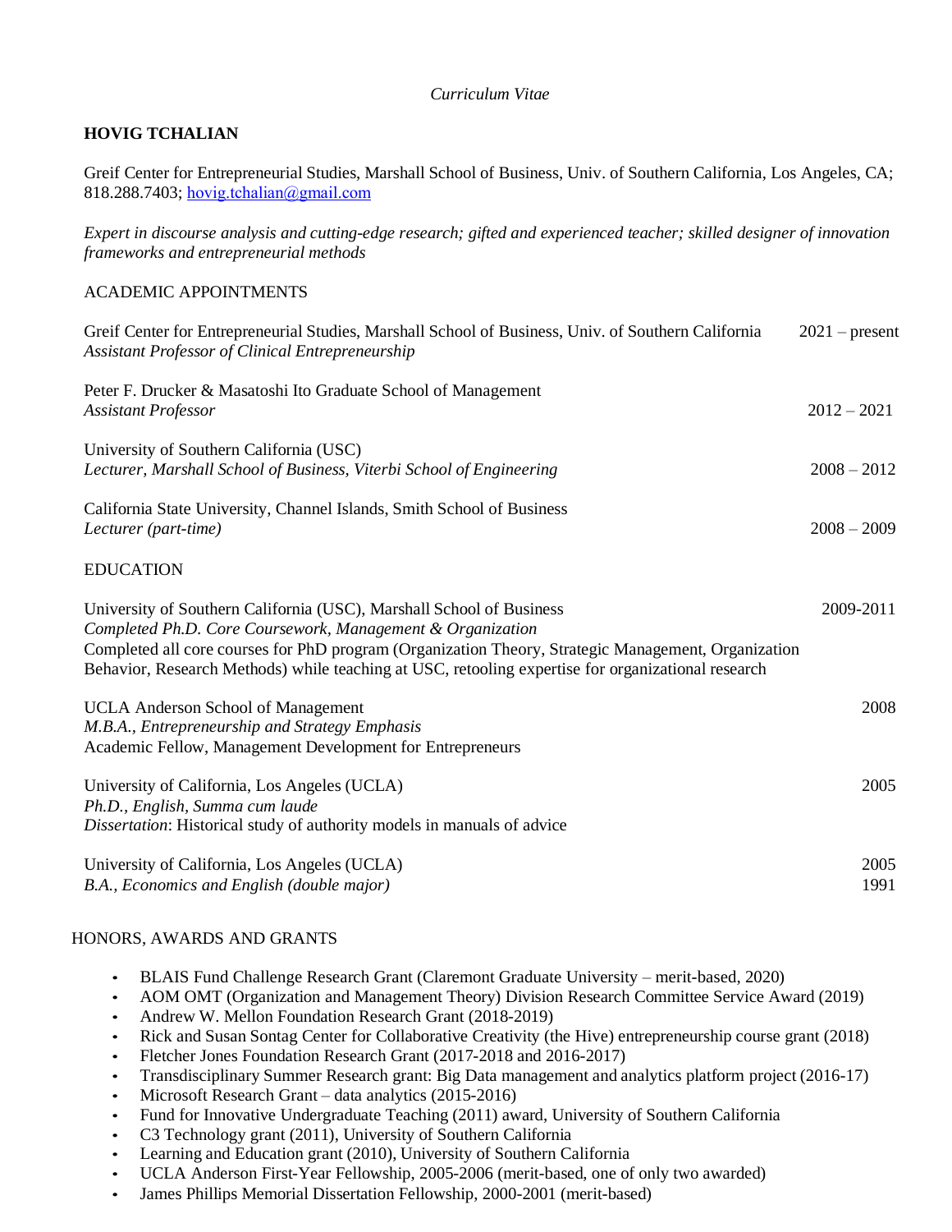*Curriculum Vitae*

# HOVIG TCHALIAN

Greif Center for Entrepreneurial Studies, Marshall School of Business, Univ. of Southern California, Los Angeles, CA; 818.288.7403; hovig.tchalian@gmail.com

*Expert in discourse analysis and cutting-edge research; gifted and experienced teacher; skilled designer of innovation frameworks and entrepreneurial methods*

## ACADEMIC APPOINTMENTS

Greif Center for Entrepreneurial Studies, Marshall School of Business, Univ. of Southern California — 2021 – present
*Assistant Professor of Clinical Entrepreneurship*

Peter F. Drucker & Masatoshi Ito Graduate School of Management
*Assistant Professor* — 2012 – 2021

University of Southern California (USC)
*Lecturer, Marshall School of Business, Viterbi School of Engineering* — 2008 – 2012

California State University, Channel Islands, Smith School of Business
*Lecturer (part-time)* — 2008 – 2009

## EDUCATION

University of Southern California (USC), Marshall School of Business — 2009-2011
*Completed Ph.D. Core Coursework, Management & Organization*
Completed all core courses for PhD program (Organization Theory, Strategic Management, Organization Behavior, Research Methods) while teaching at USC, retooling expertise for organizational research

UCLA Anderson School of Management — 2008
*M.B.A., Entrepreneurship and Strategy Emphasis*
Academic Fellow, Management Development for Entrepreneurs

University of California, Los Angeles (UCLA) — 2005
*Ph.D., English, Summa cum laude*
*Dissertation*: Historical study of authority models in manuals of advice

University of California, Los Angeles (UCLA) — 2005
*B.A., Economics and English (double major)* — 1991

## HONORS, AWARDS AND GRANTS

- BLAIS Fund Challenge Research Grant (Claremont Graduate University – merit-based, 2020)
- AOM OMT (Organization and Management Theory) Division Research Committee Service Award (2019)
- Andrew W. Mellon Foundation Research Grant (2018-2019)
- Rick and Susan Sontag Center for Collaborative Creativity (the Hive) entrepreneurship course grant (2018)
- Fletcher Jones Foundation Research Grant (2017-2018 and 2016-2017)
- Transdisciplinary Summer Research grant: Big Data management and analytics platform project (2016-17)
- Microsoft Research Grant – data analytics (2015-2016)
- Fund for Innovative Undergraduate Teaching (2011) award, University of Southern California
- C3 Technology grant (2011), University of Southern California
- Learning and Education grant (2010), University of Southern California
- UCLA Anderson First-Year Fellowship, 2005-2006 (merit-based, one of only two awarded)
- James Phillips Memorial Dissertation Fellowship, 2000-2001 (merit-based)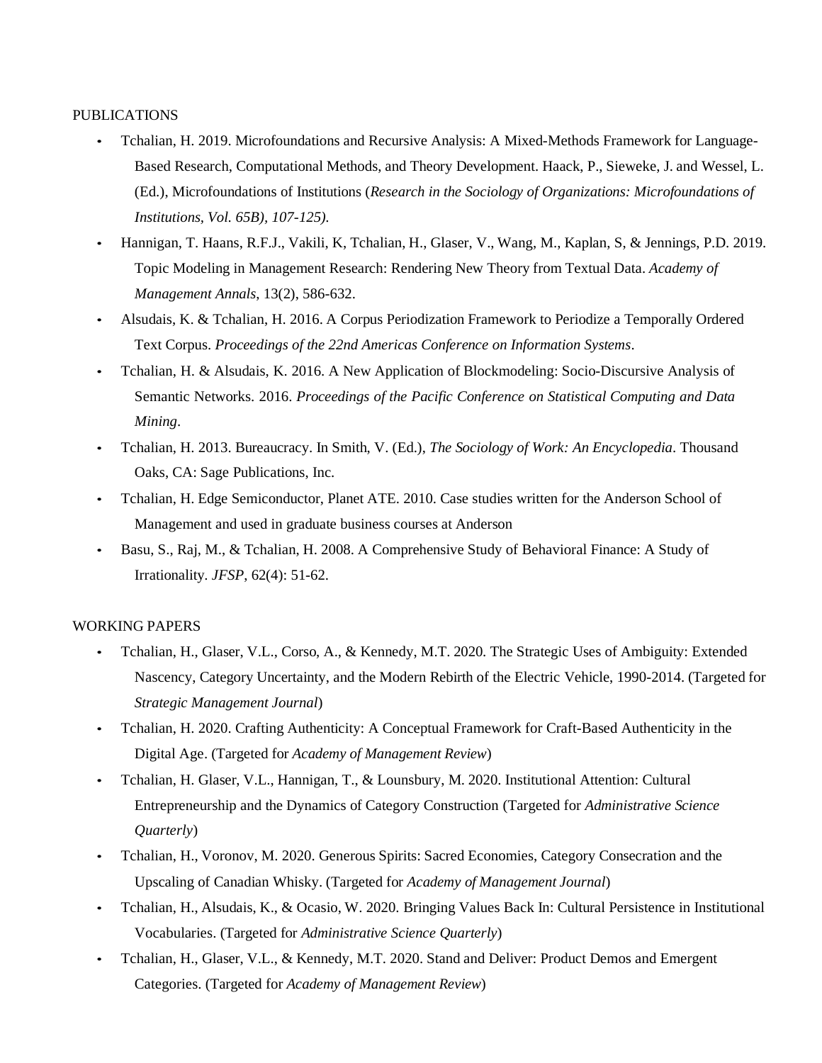## PUBLICATIONS

- Tchalian, H. 2019. Microfoundations and Recursive Analysis: A Mixed-Methods Framework for Language-Based Research, Computational Methods, and Theory Development. Haack, P., Sieweke, J. and Wessel, L. (Ed.), Microfoundations of Institutions (*Research in the Sociology of Organizations: Microfoundations of Institutions, Vol. 65B), 107-125).*
- Hannigan, T. Haans, R.F.J., Vakili, K, Tchalian, H., Glaser, V., Wang, M., Kaplan, S, & Jennings, P.D. 2019. Topic Modeling in Management Research: Rendering New Theory from Textual Data. *Academy of Management Annals*, 13(2), 586-632.
- Alsudais, K. & Tchalian, H. 2016. A Corpus Periodization Framework to Periodize a Temporally Ordered Text Corpus. *Proceedings of the 22nd Americas Conference on Information Systems*.
- Tchalian, H. & Alsudais, K. 2016. A New Application of Blockmodeling: Socio-Discursive Analysis of Semantic Networks. 2016. *Proceedings of the Pacific Conference on Statistical Computing and Data Mining*.
- Tchalian, H. 2013. Bureaucracy. In Smith, V. (Ed.), *The Sociology of Work: An Encyclopedia*. Thousand Oaks, CA: Sage Publications, Inc.
- Tchalian, H. Edge Semiconductor, Planet ATE. 2010. Case studies written for the Anderson School of Management and used in graduate business courses at Anderson
- Basu, S., Raj, M., & Tchalian, H. 2008. A Comprehensive Study of Behavioral Finance: A Study of Irrationality. *JFSP*, 62(4): 51-62.

## WORKING PAPERS

- Tchalian, H., Glaser, V.L., Corso, A., & Kennedy, M.T. 2020. The Strategic Uses of Ambiguity: Extended Nascency, Category Uncertainty, and the Modern Rebirth of the Electric Vehicle, 1990-2014. (Targeted for *Strategic Management Journal*)
- Tchalian, H. 2020. Crafting Authenticity: A Conceptual Framework for Craft-Based Authenticity in the Digital Age. (Targeted for *Academy of Management Review*)
- Tchalian, H. Glaser, V.L., Hannigan, T., & Lounsbury, M. 2020. Institutional Attention: Cultural Entrepreneurship and the Dynamics of Category Construction (Targeted for *Administrative Science Quarterly*)
- Tchalian, H., Voronov, M. 2020. Generous Spirits: Sacred Economies, Category Consecration and the Upscaling of Canadian Whisky. (Targeted for *Academy of Management Journal*)
- Tchalian, H., Alsudais, K., & Ocasio, W. 2020. Bringing Values Back In: Cultural Persistence in Institutional Vocabularies. (Targeted for *Administrative Science Quarterly*)
- Tchalian, H., Glaser, V.L., & Kennedy, M.T. 2020. Stand and Deliver: Product Demos and Emergent Categories. (Targeted for *Academy of Management Review*)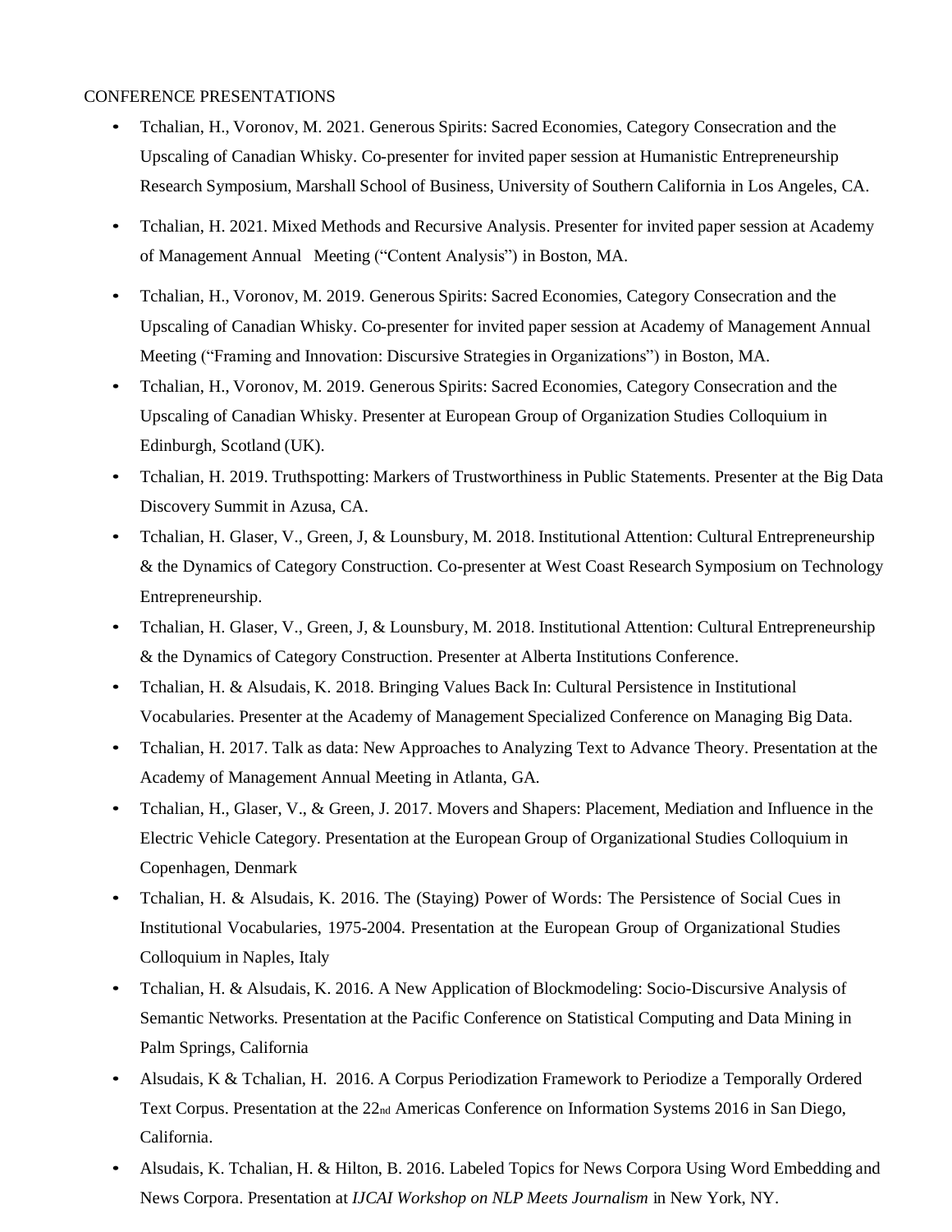CONFERENCE PRESENTATIONS

- Tchalian, H., Voronov, M. 2021. Generous Spirits: Sacred Economies, Category Consecration and the Upscaling of Canadian Whisky. Co-presenter for invited paper session at Humanistic Entrepreneurship Research Symposium, Marshall School of Business, University of Southern California in Los Angeles, CA.
- Tchalian, H. 2021. Mixed Methods and Recursive Analysis. Presenter for invited paper session at Academy of Management Annual Meeting ("Content Analysis") in Boston, MA.
- Tchalian, H., Voronov, M. 2019. Generous Spirits: Sacred Economies, Category Consecration and the Upscaling of Canadian Whisky. Co-presenter for invited paper session at Academy of Management Annual Meeting ("Framing and Innovation: Discursive Strategies in Organizations") in Boston, MA.
- Tchalian, H., Voronov, M. 2019. Generous Spirits: Sacred Economies, Category Consecration and the Upscaling of Canadian Whisky. Presenter at European Group of Organization Studies Colloquium in Edinburgh, Scotland (UK).
- Tchalian, H. 2019. Truthspotting: Markers of Trustworthiness in Public Statements. Presenter at the Big Data Discovery Summit in Azusa, CA.
- Tchalian, H. Glaser, V., Green, J, & Lounsbury, M. 2018. Institutional Attention: Cultural Entrepreneurship & the Dynamics of Category Construction. Co-presenter at West Coast Research Symposium on Technology Entrepreneurship.
- Tchalian, H. Glaser, V., Green, J, & Lounsbury, M. 2018. Institutional Attention: Cultural Entrepreneurship & the Dynamics of Category Construction. Presenter at Alberta Institutions Conference.
- Tchalian, H. & Alsudais, K. 2018. Bringing Values Back In: Cultural Persistence in Institutional Vocabularies. Presenter at the Academy of Management Specialized Conference on Managing Big Data.
- Tchalian, H. 2017. Talk as data: New Approaches to Analyzing Text to Advance Theory. Presentation at the Academy of Management Annual Meeting in Atlanta, GA.
- Tchalian, H., Glaser, V., & Green, J. 2017. Movers and Shapers: Placement, Mediation and Influence in the Electric Vehicle Category. Presentation at the European Group of Organizational Studies Colloquium in Copenhagen, Denmark
- Tchalian, H. & Alsudais, K. 2016. The (Staying) Power of Words: The Persistence of Social Cues in Institutional Vocabularies, 1975-2004. Presentation at the European Group of Organizational Studies Colloquium in Naples, Italy
- Tchalian, H. & Alsudais, K. 2016. A New Application of Blockmodeling: Socio-Discursive Analysis of Semantic Networks. Presentation at the Pacific Conference on Statistical Computing and Data Mining in Palm Springs, California
- Alsudais, K & Tchalian, H. 2016. A Corpus Periodization Framework to Periodize a Temporally Ordered Text Corpus. Presentation at the 22nd Americas Conference on Information Systems 2016 in San Diego, California.
- Alsudais, K. Tchalian, H. & Hilton, B. 2016. Labeled Topics for News Corpora Using Word Embedding and News Corpora. Presentation at *IJCAI Workshop on NLP Meets Journalism* in New York, NY.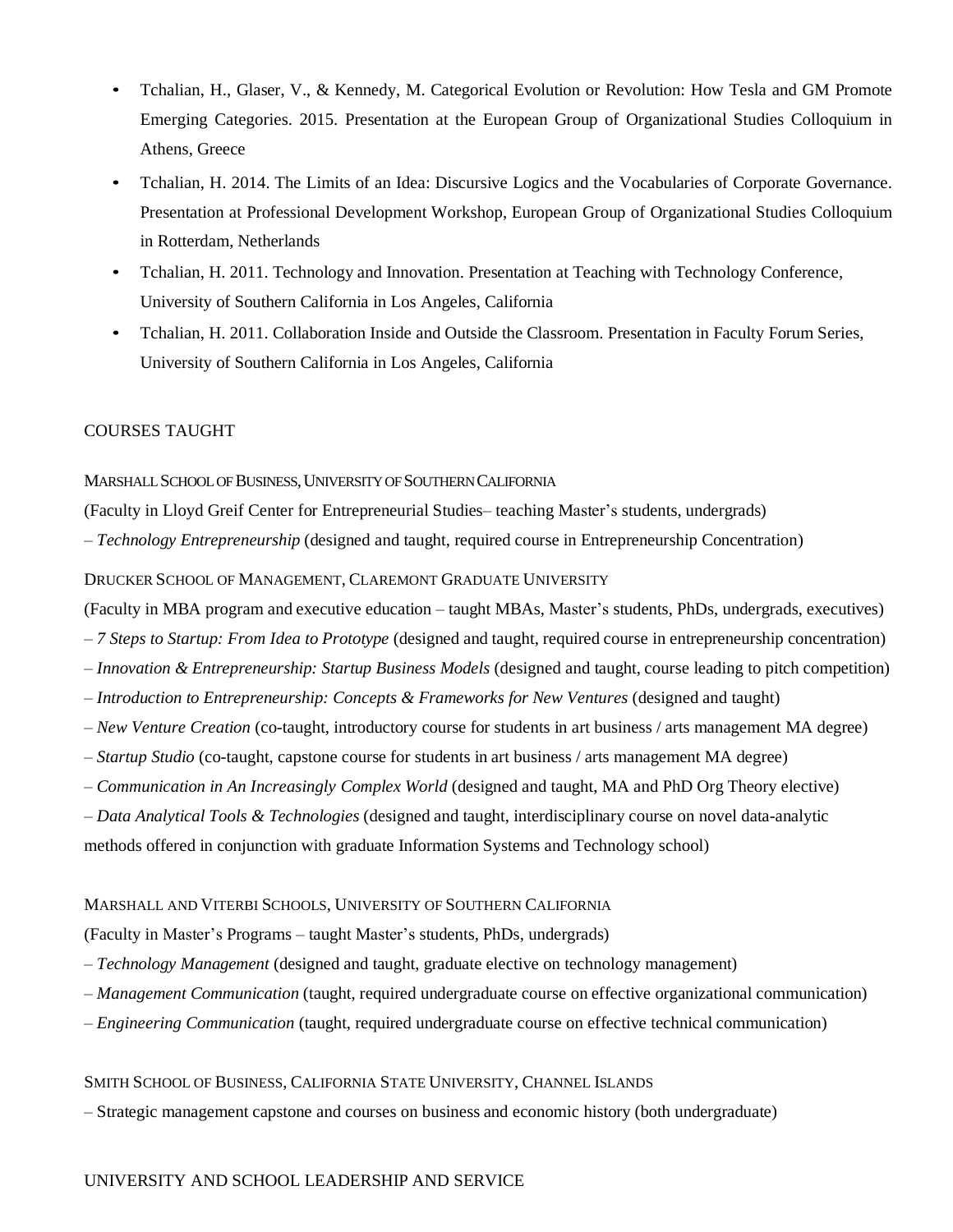- Tchalian, H., Glaser, V., & Kennedy, M. Categorical Evolution or Revolution: How Tesla and GM Promote Emerging Categories. 2015. Presentation at the European Group of Organizational Studies Colloquium in Athens, Greece
- Tchalian, H. 2014. The Limits of an Idea: Discursive Logics and the Vocabularies of Corporate Governance. Presentation at Professional Development Workshop, European Group of Organizational Studies Colloquium in Rotterdam, Netherlands
- Tchalian, H. 2011. Technology and Innovation. Presentation at Teaching with Technology Conference, University of Southern California in Los Angeles, California
- Tchalian, H. 2011. Collaboration Inside and Outside the Classroom. Presentation in Faculty Forum Series, University of Southern California in Los Angeles, California

## COURSES TAUGHT

MARSHALL SCHOOL OF BUSINESS, UNIVERSITY OF SOUTHERN CALIFORNIA

(Faculty in Lloyd Greif Center for Entrepreneurial Studies– teaching Master's students, undergrads)

– *Technology Entrepreneurship* (designed and taught, required course in Entrepreneurship Concentration)

DRUCKER SCHOOL OF MANAGEMENT, CLAREMONT GRADUATE UNIVERSITY

(Faculty in MBA program and executive education – taught MBAs, Master's students, PhDs, undergrads, executives)

– *7 Steps to Startup: From Idea to Prototype* (designed and taught, required course in entrepreneurship concentration)

– *Innovation & Entrepreneurship: Startup Business Models* (designed and taught, course leading to pitch competition)

– *Introduction to Entrepreneurship: Concepts & Frameworks for New Ventures* (designed and taught)

– *New Venture Creation* (co-taught, introductory course for students in art business / arts management MA degree)

– *Startup Studio* (co-taught, capstone course for students in art business / arts management MA degree)

– *Communication in An Increasingly Complex World* (designed and taught, MA and PhD Org Theory elective)

– *Data Analytical Tools & Technologies* (designed and taught, interdisciplinary course on novel data-analytic methods offered in conjunction with graduate Information Systems and Technology school)

MARSHALL AND VITERBI SCHOOLS, UNIVERSITY OF SOUTHERN CALIFORNIA

(Faculty in Master's Programs – taught Master's students, PhDs, undergrads)

– *Technology Management* (designed and taught, graduate elective on technology management)

– *Management Communication* (taught, required undergraduate course on effective organizational communication)

– *Engineering Communication* (taught, required undergraduate course on effective technical communication)

SMITH SCHOOL OF BUSINESS, CALIFORNIA STATE UNIVERSITY, CHANNEL ISLANDS

– Strategic management capstone and courses on business and economic history (both undergraduate)

## UNIVERSITY AND SCHOOL LEADERSHIP AND SERVICE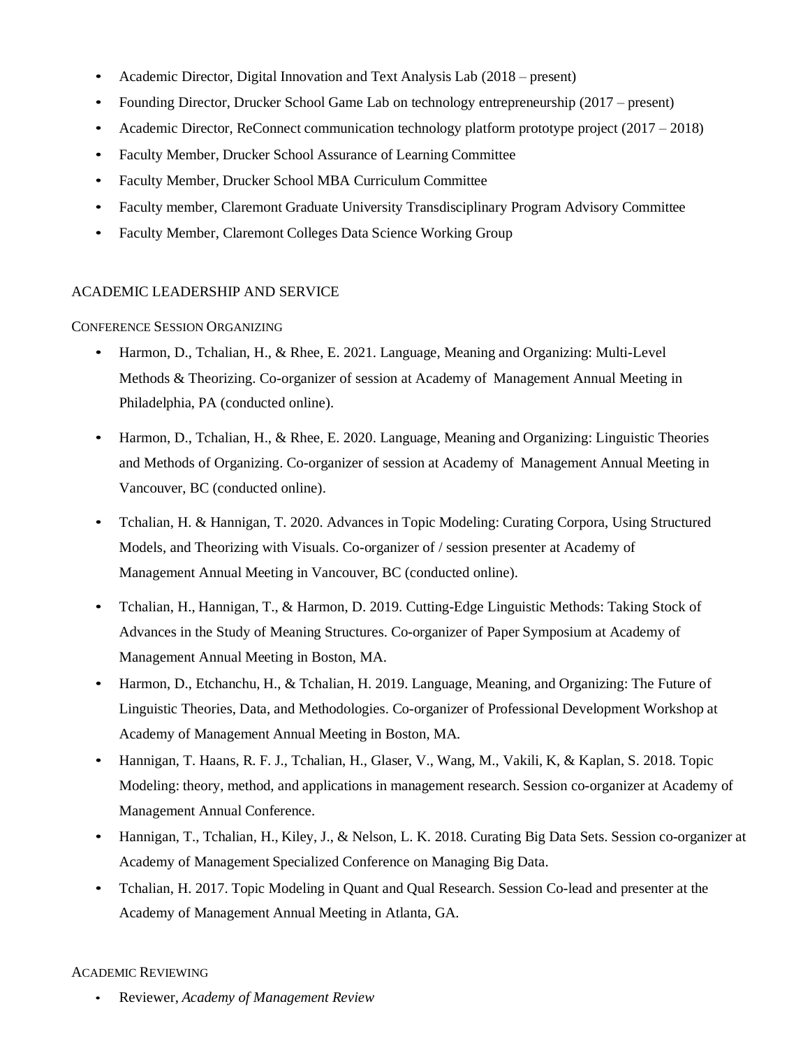- Academic Director, Digital Innovation and Text Analysis Lab (2018 – present)
- Founding Director, Drucker School Game Lab on technology entrepreneurship (2017 – present)
- Academic Director, ReConnect communication technology platform prototype project (2017 – 2018)
- Faculty Member, Drucker School Assurance of Learning Committee
- Faculty Member, Drucker School MBA Curriculum Committee
- Faculty member, Claremont Graduate University Transdisciplinary Program Advisory Committee
- Faculty Member, Claremont Colleges Data Science Working Group

## ACADEMIC LEADERSHIP AND SERVICE

### CONFERENCE SESSION ORGANIZING

- Harmon, D., Tchalian, H., & Rhee, E. 2021. Language, Meaning and Organizing: Multi-Level Methods & Theorizing. Co-organizer of session at Academy of Management Annual Meeting in Philadelphia, PA (conducted online).

- Harmon, D., Tchalian, H., & Rhee, E. 2020. Language, Meaning and Organizing: Linguistic Theories and Methods of Organizing. Co-organizer of session at Academy of Management Annual Meeting in Vancouver, BC (conducted online).

- Tchalian, H. & Hannigan, T. 2020. Advances in Topic Modeling: Curating Corpora, Using Structured Models, and Theorizing with Visuals. Co-organizer of / session presenter at Academy of Management Annual Meeting in Vancouver, BC (conducted online).

- Tchalian, H., Hannigan, T., & Harmon, D. 2019. Cutting-Edge Linguistic Methods: Taking Stock of Advances in the Study of Meaning Structures. Co-organizer of Paper Symposium at Academy of Management Annual Meeting in Boston, MA.
- Harmon, D., Etchanchu, H., & Tchalian, H. 2019. Language, Meaning, and Organizing: The Future of Linguistic Theories, Data, and Methodologies. Co-organizer of Professional Development Workshop at Academy of Management Annual Meeting in Boston, MA.
- Hannigan, T. Haans, R. F. J., Tchalian, H., Glaser, V., Wang, M., Vakili, K, & Kaplan, S. 2018. Topic Modeling: theory, method, and applications in management research. Session co-organizer at Academy of Management Annual Conference.
- Hannigan, T., Tchalian, H., Kiley, J., & Nelson, L. K. 2018. Curating Big Data Sets. Session co-organizer at Academy of Management Specialized Conference on Managing Big Data.
- Tchalian, H. 2017. Topic Modeling in Quant and Qual Research. Session Co-lead and presenter at the Academy of Management Annual Meeting in Atlanta, GA.

### ACADEMIC REVIEWING

- Reviewer, *Academy of Management Review*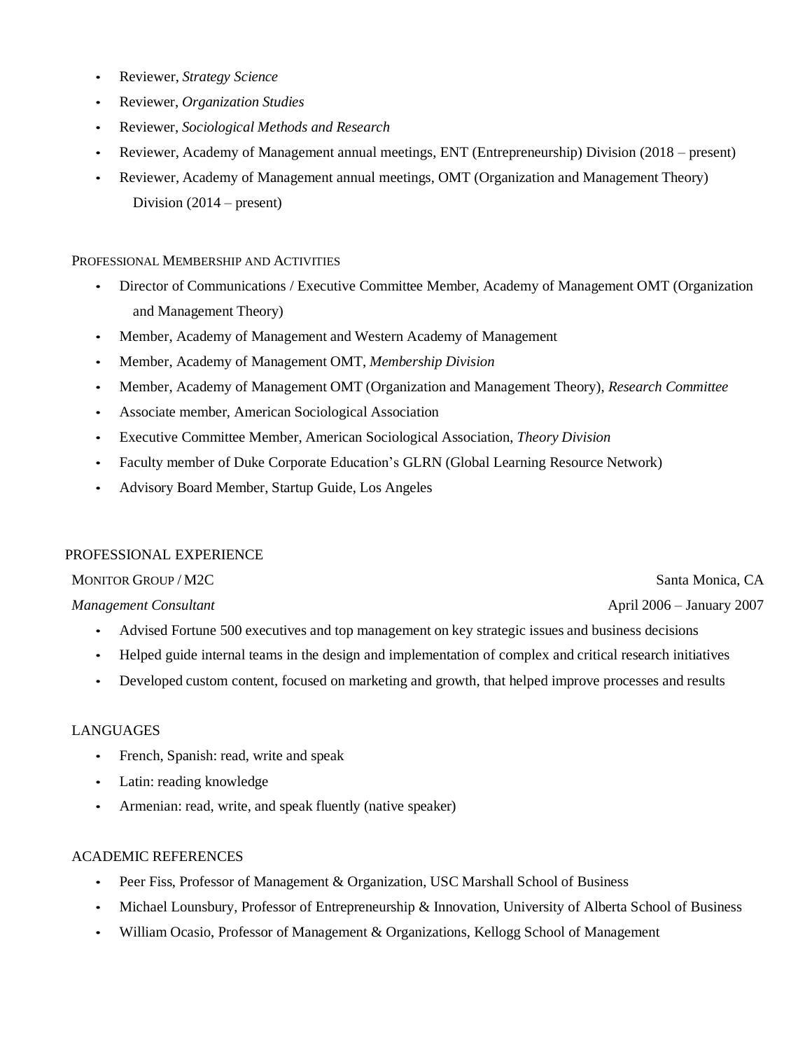- Reviewer, *Strategy Science*
- Reviewer, *Organization Studies*
- Reviewer, *Sociological Methods and Research*
- Reviewer, Academy of Management annual meetings, ENT (Entrepreneurship) Division (2018 – present)
- Reviewer, Academy of Management annual meetings, OMT (Organization and Management Theory) Division (2014 – present)

## Professional Membership and Activities

- Director of Communications / Executive Committee Member, Academy of Management OMT (Organization and Management Theory)
- Member, Academy of Management and Western Academy of Management
- Member, Academy of Management OMT, *Membership Division*
- Member, Academy of Management OMT (Organization and Management Theory), *Research Committee*
- Associate member, American Sociological Association
- Executive Committee Member, American Sociological Association, *Theory Division*
- Faculty member of Duke Corporate Education's GLRN (Global Learning Resource Network)
- Advisory Board Member, Startup Guide, Los Angeles

## PROFESSIONAL EXPERIENCE

Monitor Group / M2C — Santa Monica, CA

*Management Consultant* — April 2006 – January 2007

- Advised Fortune 500 executives and top management on key strategic issues and business decisions
- Helped guide internal teams in the design and implementation of complex and critical research initiatives
- Developed custom content, focused on marketing and growth, that helped improve processes and results

## LANGUAGES

- French, Spanish: read, write and speak
- Latin: reading knowledge
- Armenian: read, write, and speak fluently (native speaker)

## ACADEMIC REFERENCES

- Peer Fiss, Professor of Management & Organization, USC Marshall School of Business
- Michael Lounsbury, Professor of Entrepreneurship & Innovation, University of Alberta School of Business
- William Ocasio, Professor of Management & Organizations, Kellogg School of Management